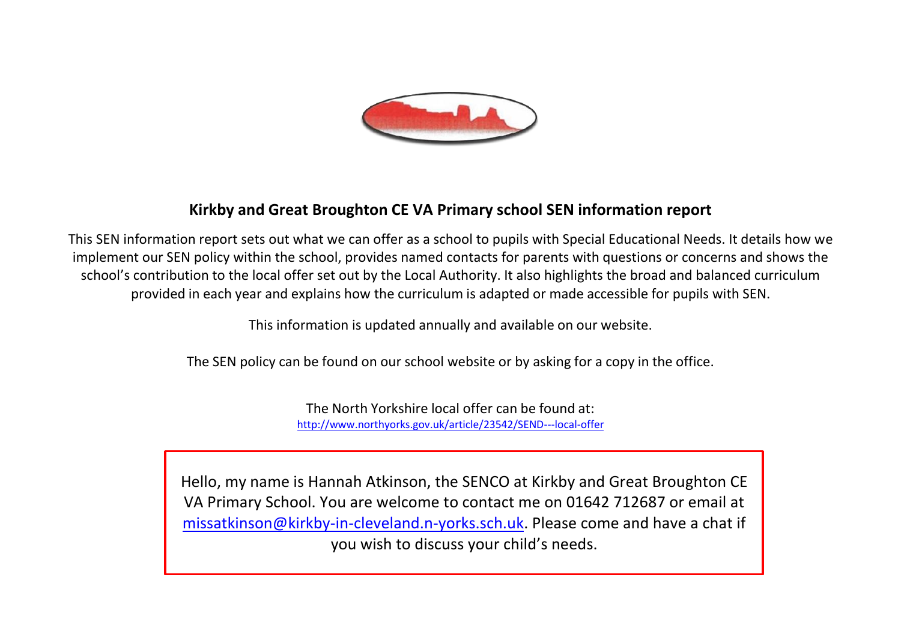# Kirkby and Great Broughton CE VA Primary school SEN information report

This SEN information report sets out what we can offer as a school to pupils with Special Educational Needs. It details how we implement our SEN policy within the school, provides named contacts for parents with questions or concerns and shows the school's contribution to the local offer set out by the Local Authority. It also highlights the broad and balanced curriculum provided in each year and explains how the curriculum is adapted or made accessible for pupils with SEN.

This information is updated annually and available on our website.

The SEN policy can be found on our school website or by asking for a copy in the office.

The North Yorkshire local offer can be found at:
http://www.northyorks.gov.uk/article/23542/SEND---local-offer

Hello, my name is Hannah Atkinson, the SENCO at Kirkby and Great Broughton CE VA Primary School. You are welcome to contact me on 01642 712687 or email at missatkinson@kirkby-in-cleveland.n-yorks.sch.uk. Please come and have a chat if you wish to discuss your child's needs.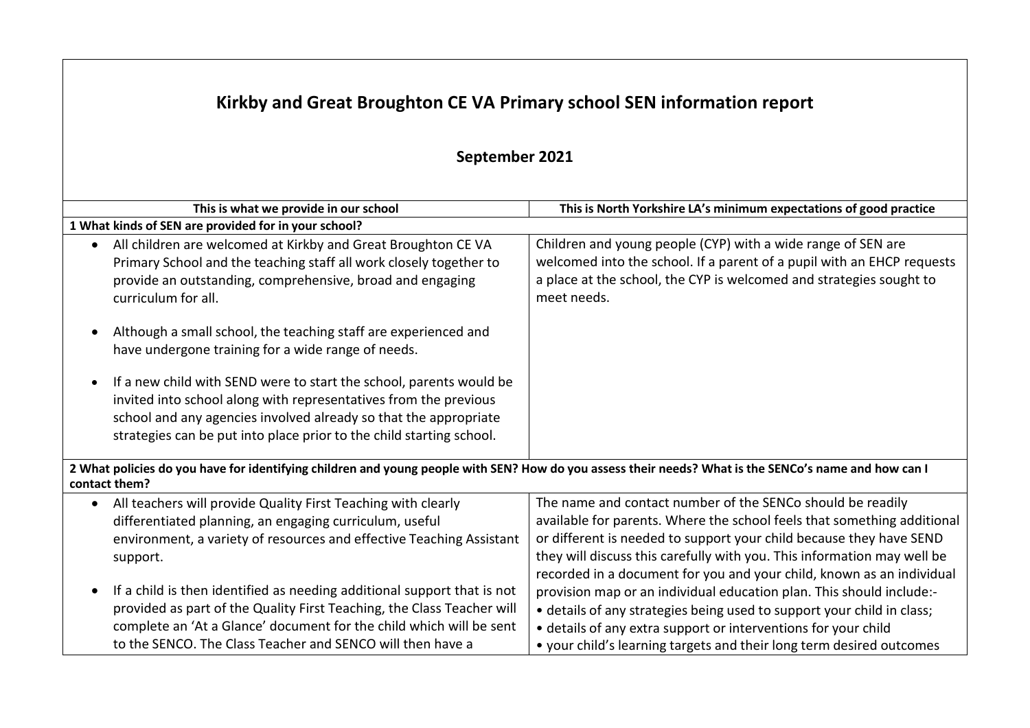# Kirkby and Great Broughton CE VA Primary school SEN information report

## September 2021

| This is what we provide in our school | This is North Yorkshire LA's minimum expectations of good practice |
|---|---|
| **1 What kinds of SEN are provided for in your school?** | |
| • All children are welcomed at Kirkby and Great Broughton CE VA Primary School and the teaching staff all work closely together to provide an outstanding, comprehensive, broad and engaging curriculum for all.<br><br>• Although a small school, the teaching staff are experienced and have undergone training for a wide range of needs.<br><br>• If a new child with SEND were to start the school, parents would be invited into school along with representatives from the previous school and any agencies involved already so that the appropriate strategies can be put into place prior to the child starting school. | Children and young people (CYP) with a wide range of SEN are welcomed into the school. If a parent of a pupil with an EHCP requests a place at the school, the CYP is welcomed and strategies sought to meet needs. |
| **2 What policies do you have for identifying children and young people with SEN? How do you assess their needs? What is the SENCo's name and how can I contact them?** | |
| • All teachers will provide Quality First Teaching with clearly differentiated planning, an engaging curriculum, useful environment, a variety of resources and effective Teaching Assistant support.<br><br>• If a child is then identified as needing additional support that is not provided as part of the Quality First Teaching, the Class Teacher will complete an 'At a Glance' document for the child which will be sent to the SENCO. The Class Teacher and SENCO will then have a | The name and contact number of the SENCo should be readily available for parents. Where the school feels that something additional or different is needed to support your child because they have SEND they will discuss this carefully with you. This information may well be recorded in a document for you and your child, known as an individual provision map or an individual education plan. This should include:-<br>• details of any strategies being used to support your child in class;<br>• details of any extra support or interventions for your child<br>• your child's learning targets and their long term desired outcomes |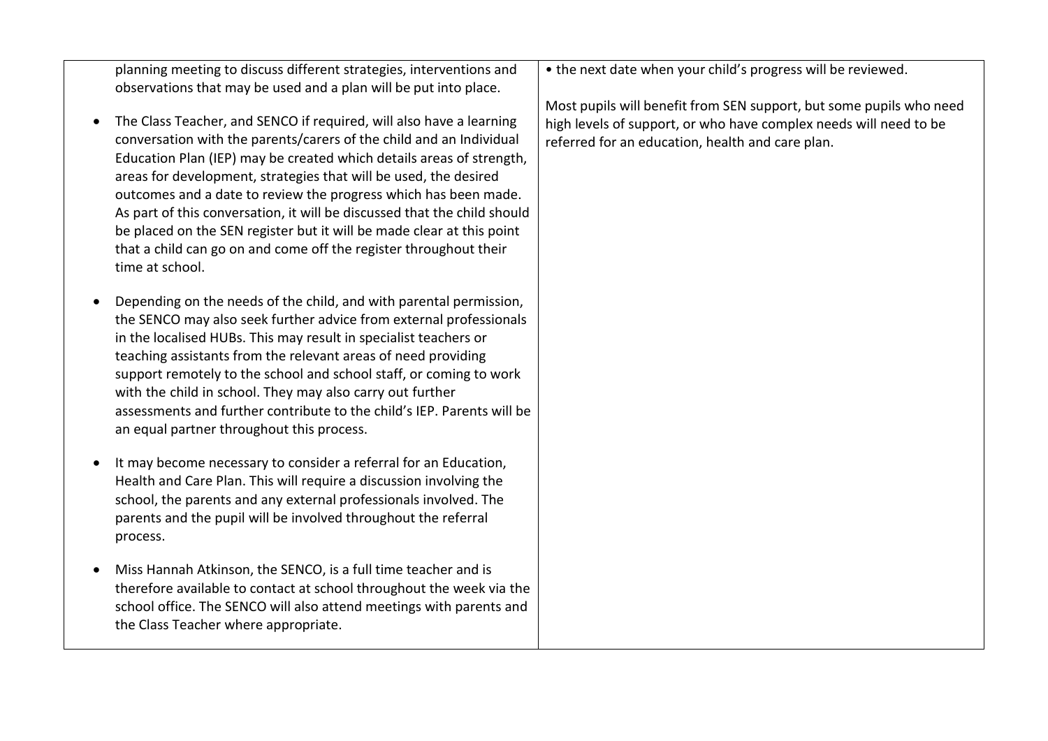| | |
|---|---|
| planning meeting to discuss different strategies, interventions and observations that may be used and a plan will be put into place.<br><br>• The Class Teacher, and SENCO if required, will also have a learning conversation with the parents/carers of the child and an Individual Education Plan (IEP) may be created which details areas of strength, areas for development, strategies that will be used, the desired outcomes and a date to review the progress which has been made. As part of this conversation, it will be discussed that the child should be placed on the SEN register but it will be made clear at this point that a child can go on and come off the register throughout their time at school.<br><br>• Depending on the needs of the child, and with parental permission, the SENCO may also seek further advice from external professionals in the localised HUBs. This may result in specialist teachers or teaching assistants from the relevant areas of need providing support remotely to the school and school staff, or coming to work with the child in school. They may also carry out further assessments and further contribute to the child's IEP. Parents will be an equal partner throughout this process.<br><br>• It may become necessary to consider a referral for an Education, Health and Care Plan. This will require a discussion involving the school, the parents and any external professionals involved. The parents and the pupil will be involved throughout the referral process.<br><br>• Miss Hannah Atkinson, the SENCO, is a full time teacher and is therefore available to contact at school throughout the week via the school office. The SENCO will also attend meetings with parents and the Class Teacher where appropriate. | • the next date when your child's progress will be reviewed.<br><br>Most pupils will benefit from SEN support, but some pupils who need high levels of support, or who have complex needs will need to be referred for an education, health and care plan. |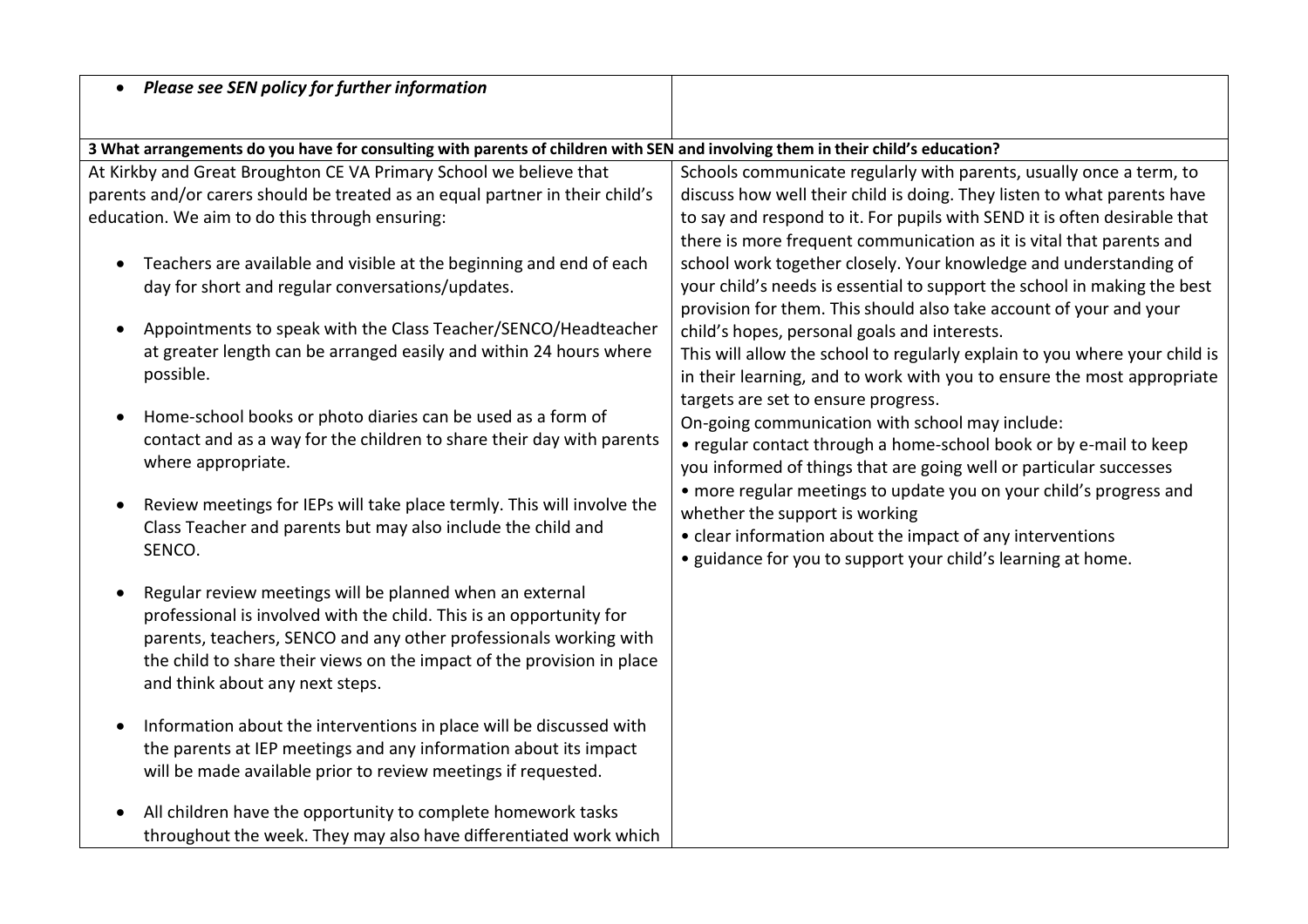| | |
|---|---|
| • ***Please see SEN policy for further information*** | |
| **3 What arrangements do you have for consulting with parents of children with SEN and involving them in their child's education?** | |
| At Kirkby and Great Broughton CE VA Primary School we believe that parents and/or carers should be treated as an equal partner in their child's education. We aim to do this through ensuring:<br><br>• Teachers are available and visible at the beginning and end of each day for short and regular conversations/updates.<br><br>• Appointments to speak with the Class Teacher/SENCO/Headteacher at greater length can be arranged easily and within 24 hours where possible.<br><br>• Home-school books or photo diaries can be used as a form of contact and as a way for the children to share their day with parents where appropriate.<br><br>• Review meetings for IEPs will take place termly. This will involve the Class Teacher and parents but may also include the child and SENCO.<br><br>• Regular review meetings will be planned when an external professional is involved with the child. This is an opportunity for parents, teachers, SENCO and any other professionals working with the child to share their views on the impact of the provision in place and think about any next steps.<br><br>• Information about the interventions in place will be discussed with the parents at IEP meetings and any information about its impact will be made available prior to review meetings if requested.<br><br>• All children have the opportunity to complete homework tasks throughout the week. They may also have differentiated work which | Schools communicate regularly with parents, usually once a term, to discuss how well their child is doing. They listen to what parents have to say and respond to it. For pupils with SEND it is often desirable that there is more frequent communication as it is vital that parents and school work together closely. Your knowledge and understanding of your child's needs is essential to support the school in making the best provision for them. This should also take account of your and your child's hopes, personal goals and interests.<br>This will allow the school to regularly explain to you where your child is in their learning, and to work with you to ensure the most appropriate targets are set to ensure progress.<br>On-going communication with school may include:<br>• regular contact through a home-school book or by e-mail to keep you informed of things that are going well or particular successes<br>• more regular meetings to update you on your child's progress and whether the support is working<br>• clear information about the impact of any interventions<br>• guidance for you to support your child's learning at home. |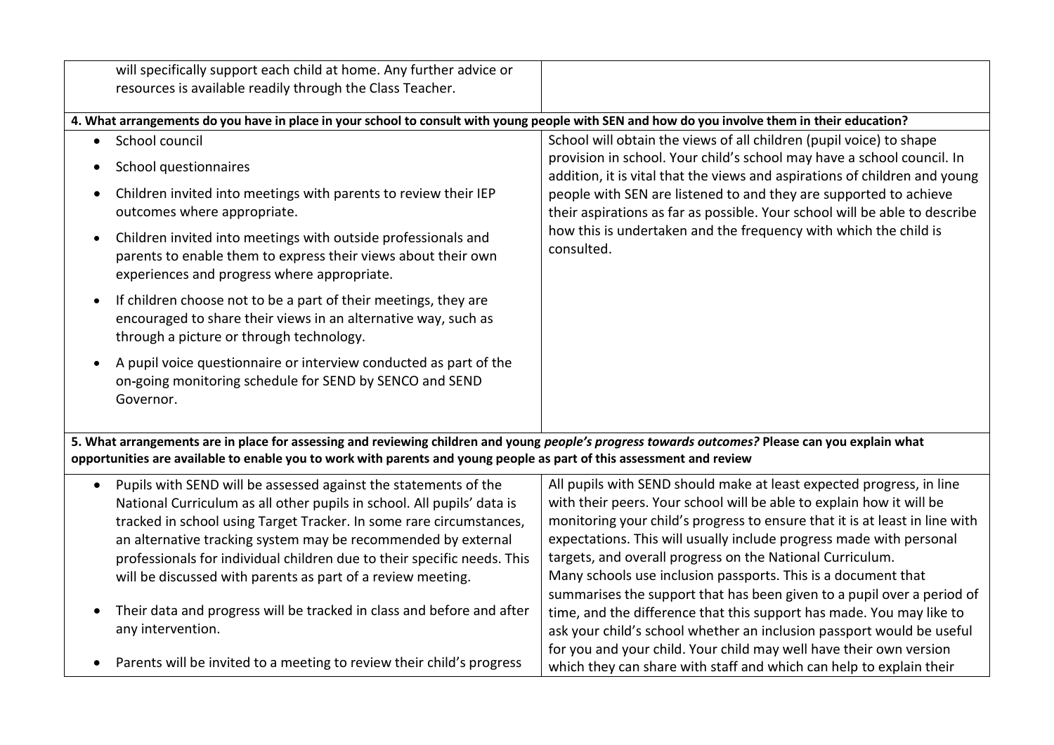| | |
|---|---|
| will specifically support each child at home. Any further advice or resources is available readily through the Class Teacher. | |

**4. What arrangements do you have in place in your school to consult with young people with SEN and how do you involve them in their education?**

| | |
|---|---|
| • School council<br>• School questionnaires<br>• Children invited into meetings with parents to review their IEP outcomes where appropriate.<br>• Children invited into meetings with outside professionals and parents to enable them to express their views about their own experiences and progress where appropriate.<br>• If children choose not to be a part of their meetings, they are encouraged to share their views in an alternative way, such as through a picture or through technology.<br>• A pupil voice questionnaire or interview conducted as part of the on-going monitoring schedule for SEND by SENCO and SEND Governor. | School will obtain the views of all children (pupil voice) to shape provision in school. Your child's school may have a school council. In addition, it is vital that the views and aspirations of children and young people with SEN are listened to and they are supported to achieve their aspirations as far as possible. Your school will be able to describe how this is undertaken and the frequency with which the child is consulted. |

**5. What arrangements are in place for assessing and reviewing children and young *people's progress towards outcomes?* Please can you explain what opportunities are available to enable you to work with parents and young people as part of this assessment and review**

| | |
|---|---|
| • Pupils with SEND will be assessed against the statements of the National Curriculum as all other pupils in school. All pupils' data is tracked in school using Target Tracker. In some rare circumstances, an alternative tracking system may be recommended by external professionals for individual children due to their specific needs. This will be discussed with parents as part of a review meeting.<br>• Their data and progress will be tracked in class and before and after any intervention.<br>• Parents will be invited to a meeting to review their child's progress | All pupils with SEND should make at least expected progress, in line with their peers. Your school will be able to explain how it will be monitoring your child's progress to ensure that it is at least in line with expectations. This will usually include progress made with personal targets, and overall progress on the National Curriculum.<br>Many schools use inclusion passports. This is a document that summarises the support that has been given to a pupil over a period of time, and the difference that this support has made. You may like to ask your child's school whether an inclusion passport would be useful for you and your child. Your child may well have their own version which they can share with staff and which can help to explain their |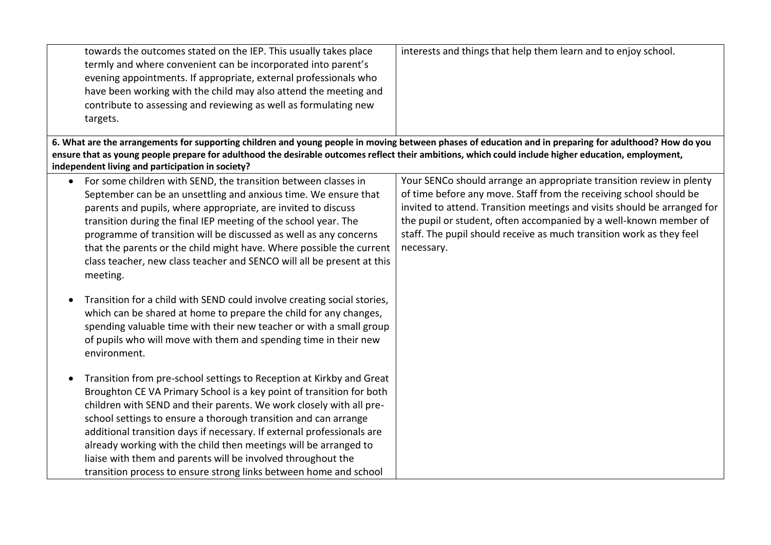| | |
|---|---|
| towards the outcomes stated on the IEP. This usually takes place termly and where convenient can be incorporated into parent's evening appointments. If appropriate, external professionals who have been working with the child may also attend the meeting and contribute to assessing and reviewing as well as formulating new targets. | interests and things that help them learn and to enjoy school. |

**6. What are the arrangements for supporting children and young people in moving between phases of education and in preparing for adulthood? How do you ensure that as young people prepare for adulthood the desirable outcomes reflect their ambitions, which could include higher education, employment, independent living and participation in society?**

| | |
|---|---|
| • For some children with SEND, the transition between classes in September can be an unsettling and anxious time. We ensure that parents and pupils, where appropriate, are invited to discuss transition during the final IEP meeting of the school year. The programme of transition will be discussed as well as any concerns that the parents or the child might have. Where possible the current class teacher, new class teacher and SENCO will all be present at this meeting.<br><br>• Transition for a child with SEND could involve creating social stories, which can be shared at home to prepare the child for any changes, spending valuable time with their new teacher or with a small group of pupils who will move with them and spending time in their new environment.<br><br>• Transition from pre-school settings to Reception at Kirkby and Great Broughton CE VA Primary School is a key point of transition for both children with SEND and their parents. We work closely with all pre-school settings to ensure a thorough transition and can arrange additional transition days if necessary. If external professionals are already working with the child then meetings will be arranged to liaise with them and parents will be involved throughout the transition process to ensure strong links between home and school | Your SENCo should arrange an appropriate transition review in plenty of time before any move. Staff from the receiving school should be invited to attend. Transition meetings and visits should be arranged for the pupil or student, often accompanied by a well-known member of staff. The pupil should receive as much transition work as they feel necessary. |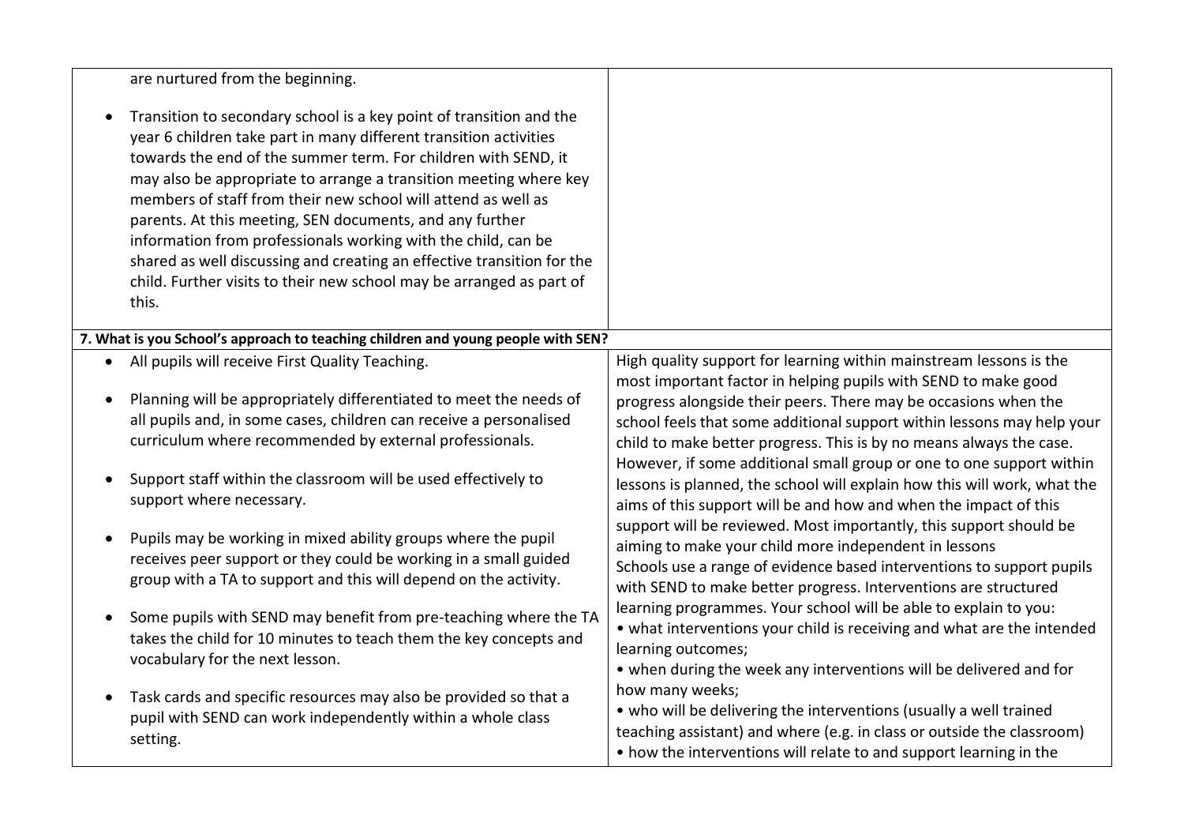| | |
|---|---|
| are nurtured from the beginning.<br><br>• Transition to secondary school is a key point of transition and the year 6 children take part in many different transition activities towards the end of the summer term. For children with SEND, it may also be appropriate to arrange a transition meeting where key members of staff from their new school will attend as well as parents. At this meeting, SEN documents, and any further information from professionals working with the child, can be shared as well discussing and creating an effective transition for the child. Further visits to their new school may be arranged as part of this. | |
| **7. What is you School's approach to teaching children and young people with SEN?** | |
| • All pupils will receive First Quality Teaching.<br><br>• Planning will be appropriately differentiated to meet the needs of all pupils and, in some cases, children can receive a personalised curriculum where recommended by external professionals.<br><br>• Support staff within the classroom will be used effectively to support where necessary.<br><br>• Pupils may be working in mixed ability groups where the pupil receives peer support or they could be working in a small guided group with a TA to support and this will depend on the activity.<br><br>• Some pupils with SEND may benefit from pre-teaching where the TA takes the child for 10 minutes to teach them the key concepts and vocabulary for the next lesson.<br><br>• Task cards and specific resources may also be provided so that a pupil with SEND can work independently within a whole class setting. | High quality support for learning within mainstream lessons is the most important factor in helping pupils with SEND to make good progress alongside their peers. There may be occasions when the school feels that some additional support within lessons may help your child to make better progress. This is by no means always the case. However, if some additional small group or one to one support within lessons is planned, the school will explain how this will work, what the aims of this support will be and how and when the impact of this support will be reviewed. Most importantly, this support should be aiming to make your child more independent in lessons<br>Schools use a range of evidence based interventions to support pupils with SEND to make better progress. Interventions are structured learning programmes. Your school will be able to explain to you:<br>• what interventions your child is receiving and what are the intended learning outcomes;<br>• when during the week any interventions will be delivered and for how many weeks;<br>• who will be delivering the interventions (usually a well trained teaching assistant) and where (e.g. in class or outside the classroom)<br>• how the interventions will relate to and support learning in the |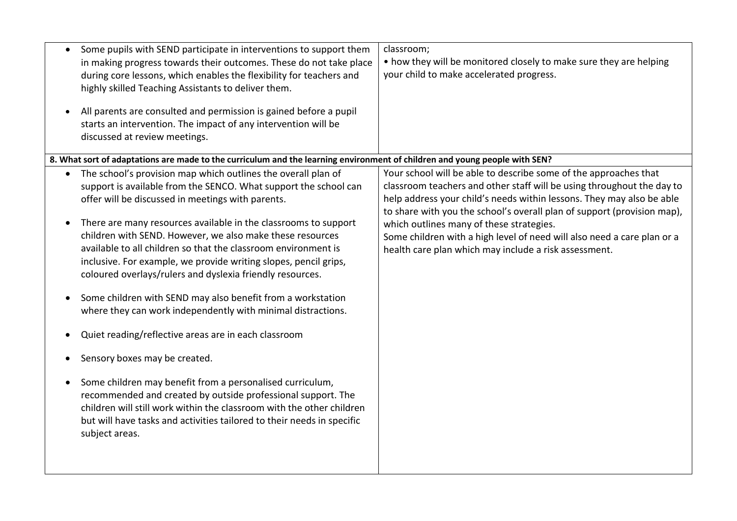| | |
|---|---|
| • Some pupils with SEND participate in interventions to support them in making progress towards their outcomes. These do not take place during core lessons, which enables the flexibility for teachers and highly skilled Teaching Assistants to deliver them.<br><br>• All parents are consulted and permission is gained before a pupil starts an intervention. The impact of any intervention will be discussed at review meetings. | classroom;<br>• how they will be monitored closely to make sure they are helping your child to make accelerated progress. |
| **8. What sort of adaptations are made to the curriculum and the learning environment of children and young people with SEN?** | |
| • The school's provision map which outlines the overall plan of support is available from the SENCO. What support the school can offer will be discussed in meetings with parents.<br><br>• There are many resources available in the classrooms to support children with SEND. However, we also make these resources available to all children so that the classroom environment is inclusive. For example, we provide writing slopes, pencil grips, coloured overlays/rulers and dyslexia friendly resources.<br><br>• Some children with SEND may also benefit from a workstation where they can work independently with minimal distractions.<br><br>• Quiet reading/reflective areas are in each classroom<br><br>• Sensory boxes may be created.<br><br>• Some children may benefit from a personalised curriculum, recommended and created by outside professional support. The children will still work within the classroom with the other children but will have tasks and activities tailored to their needs in specific subject areas. | Your school will be able to describe some of the approaches that classroom teachers and other staff will be using throughout the day to help address your child's needs within lessons. They may also be able to share with you the school's overall plan of support (provision map), which outlines many of these strategies.<br>Some children with a high level of need will also need a care plan or a health care plan which may include a risk assessment. |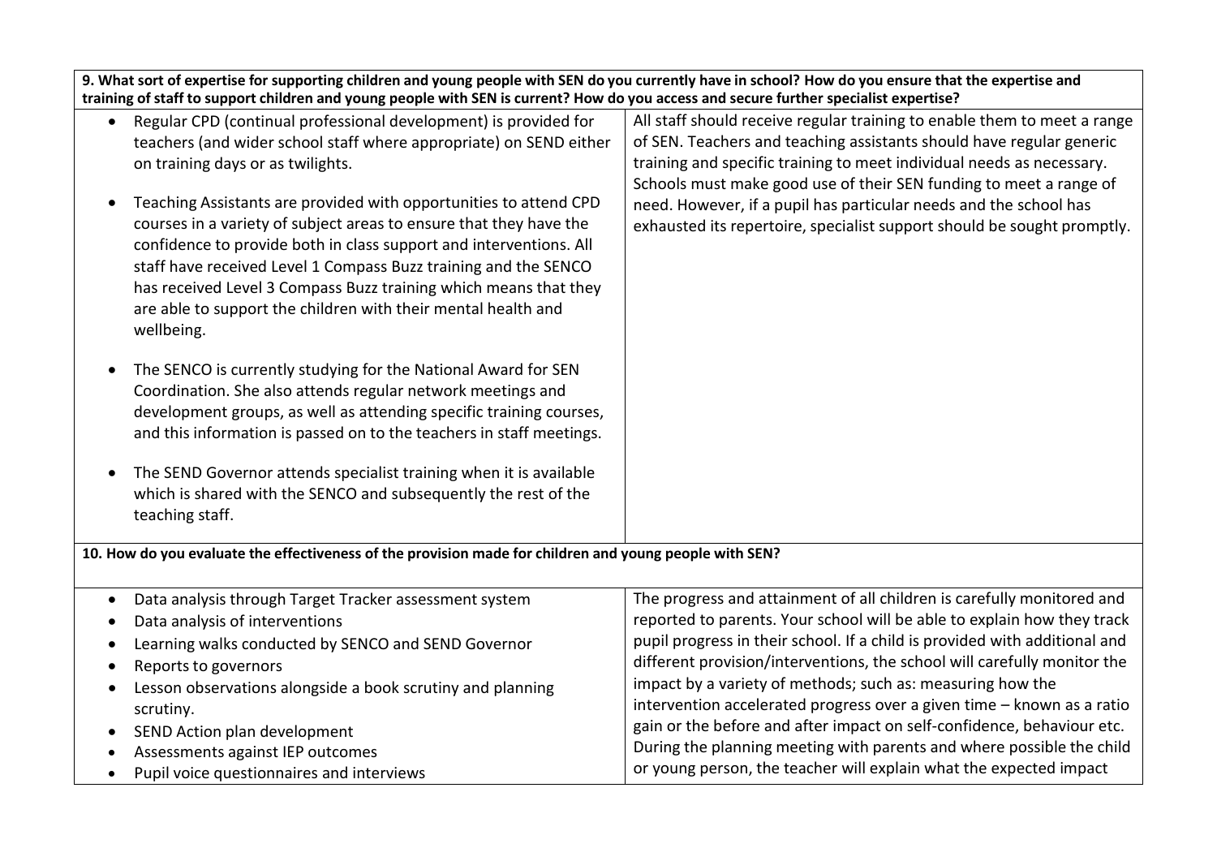| **9. What sort of expertise for supporting children and young people with SEN do you currently have in school? How do you ensure that the expertise and training of staff to support children and young people with SEN is current? How do you access and secure further specialist expertise?** | |
|---|---|
| • Regular CPD (continual professional development) is provided for teachers (and wider school staff where appropriate) on SEND either on training days or as twilights.<br><br>• Teaching Assistants are provided with opportunities to attend CPD courses in a variety of subject areas to ensure that they have the confidence to provide both in class support and interventions. All staff have received Level 1 Compass Buzz training and the SENCO has received Level 3 Compass Buzz training which means that they are able to support the children with their mental health and wellbeing.<br><br>• The SENCO is currently studying for the National Award for SEN Coordination. She also attends regular network meetings and development groups, as well as attending specific training courses, and this information is passed on to the teachers in staff meetings.<br><br>• The SEND Governor attends specialist training when it is available which is shared with the SENCO and subsequently the rest of the teaching staff. | All staff should receive regular training to enable them to meet a range of SEN. Teachers and teaching assistants should have regular generic training and specific training to meet individual needs as necessary. Schools must make good use of their SEN funding to meet a range of need. However, if a pupil has particular needs and the school has exhausted its repertoire, specialist support should be sought promptly. |
| **10. How do you evaluate the effectiveness of the provision made for children and young people with SEN?** | |
| • Data analysis through Target Tracker assessment system<br>• Data analysis of interventions<br>• Learning walks conducted by SENCO and SEND Governor<br>• Reports to governors<br>• Lesson observations alongside a book scrutiny and planning scrutiny.<br>• SEND Action plan development<br>• Assessments against IEP outcomes<br>• Pupil voice questionnaires and interviews | The progress and attainment of all children is carefully monitored and reported to parents. Your school will be able to explain how they track pupil progress in their school. If a child is provided with additional and different provision/interventions, the school will carefully monitor the impact by a variety of methods; such as: measuring how the intervention accelerated progress over a given time – known as a ratio gain or the before and after impact on self-confidence, behaviour etc. During the planning meeting with parents and where possible the child or young person, the teacher will explain what the expected impact |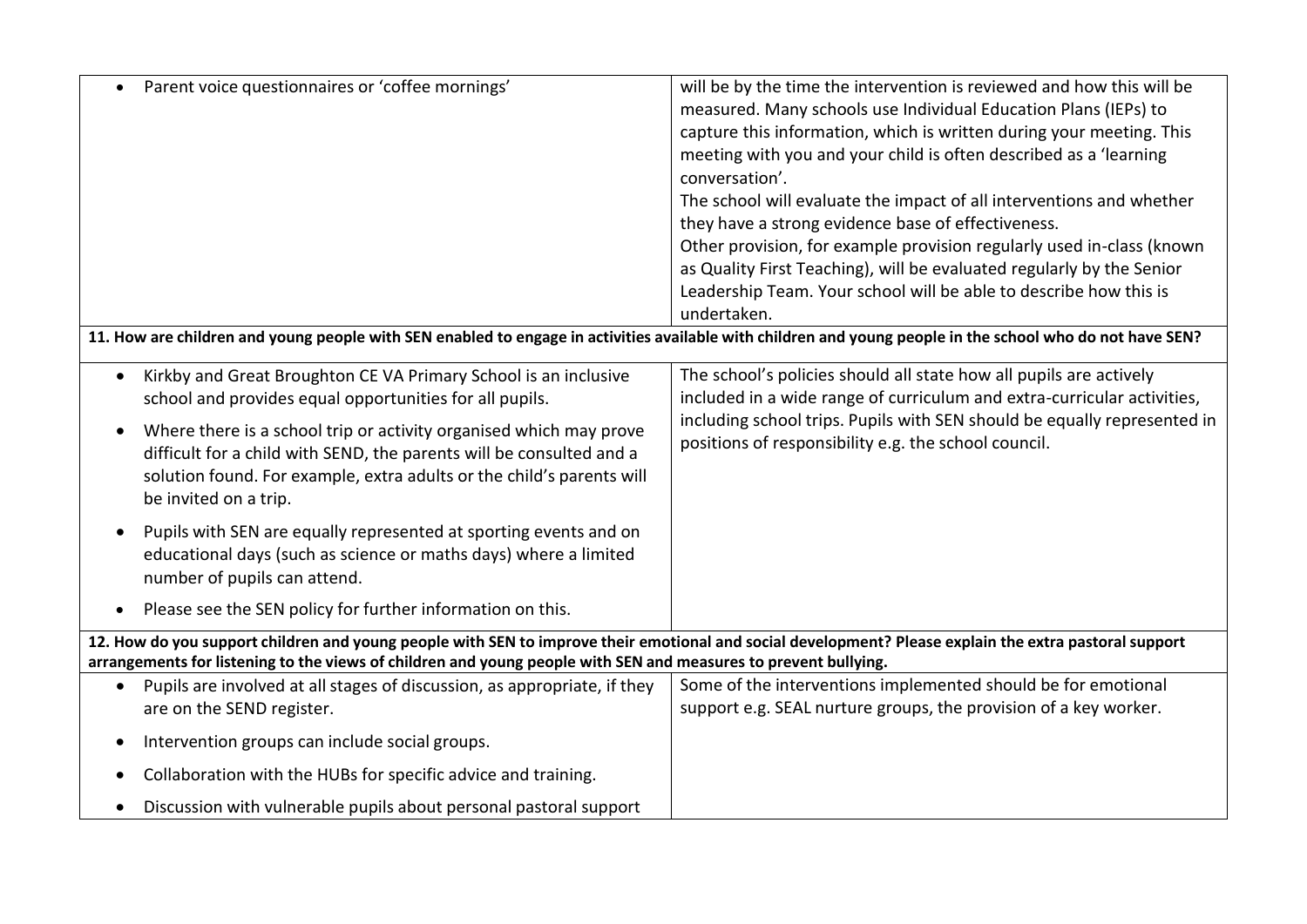| | |
|---|---|
| • Parent voice questionnaires or 'coffee mornings' | will be by the time the intervention is reviewed and how this will be measured. Many schools use Individual Education Plans (IEPs) to capture this information, which is written during your meeting. This meeting with you and your child is often described as a 'learning conversation'.<br>The school will evaluate the impact of all interventions and whether they have a strong evidence base of effectiveness.<br>Other provision, for example provision regularly used in-class (known as Quality First Teaching), will be evaluated regularly by the Senior Leadership Team. Your school will be able to describe how this is undertaken. |
| **11. How are children and young people with SEN enabled to engage in activities available with children and young people in the school who do not have SEN?** | |
| • Kirkby and Great Broughton CE VA Primary School is an inclusive school and provides equal opportunities for all pupils.<br>• Where there is a school trip or activity organised which may prove difficult for a child with SEND, the parents will be consulted and a solution found. For example, extra adults or the child's parents will be invited on a trip.<br>• Pupils with SEN are equally represented at sporting events and on educational days (such as science or maths days) where a limited number of pupils can attend.<br>• Please see the SEN policy for further information on this. | The school's policies should all state how all pupils are actively included in a wide range of curriculum and extra-curricular activities, including school trips. Pupils with SEN should be equally represented in positions of responsibility e.g. the school council. |
| **12. How do you support children and young people with SEN to improve their emotional and social development? Please explain the extra pastoral support arrangements for listening to the views of children and young people with SEN and measures to prevent bullying.** | |
| • Pupils are involved at all stages of discussion, as appropriate, if they are on the SEND register.<br>• Intervention groups can include social groups.<br>• Collaboration with the HUBs for specific advice and training.<br>• Discussion with vulnerable pupils about personal pastoral support | Some of the interventions implemented should be for emotional support e.g. SEAL nurture groups, the provision of a key worker. |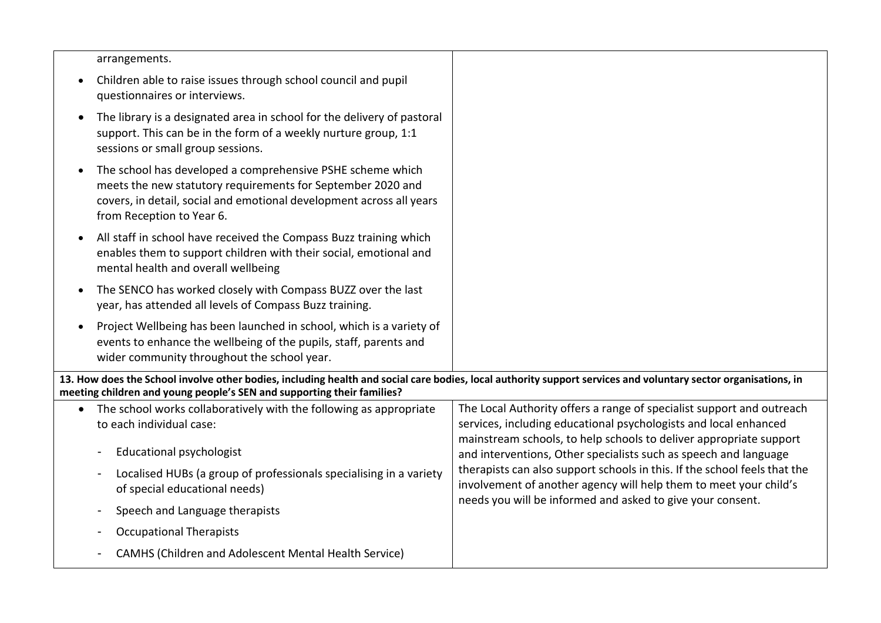| | |
|---|---|
| arrangements.<br>• Children able to raise issues through school council and pupil questionnaires or interviews.<br>• The library is a designated area in school for the delivery of pastoral support. This can be in the form of a weekly nurture group, 1:1 sessions or small group sessions.<br>• The school has developed a comprehensive PSHE scheme which meets the new statutory requirements for September 2020 and covers, in detail, social and emotional development across all years from Reception to Year 6.<br>• All staff in school have received the Compass Buzz training which enables them to support children with their social, emotional and mental health and overall wellbeing<br>• The SENCO has worked closely with Compass BUZZ over the last year, has attended all levels of Compass Buzz training.<br>• Project Wellbeing has been launched in school, which is a variety of events to enhance the wellbeing of the pupils, staff, parents and wider community throughout the school year. | |
| **13. How does the School involve other bodies, including health and social care bodies, local authority support services and voluntary sector organisations, in meeting children and young people's SEN and supporting their families?** | |
| • The school works collaboratively with the following as appropriate to each individual case:<br>- Educational psychologist<br>- Localised HUBs (a group of professionals specialising in a variety of special educational needs)<br>- Speech and Language therapists<br>- Occupational Therapists<br>- CAMHS (Children and Adolescent Mental Health Service) | The Local Authority offers a range of specialist support and outreach services, including educational psychologists and local enhanced mainstream schools, to help schools to deliver appropriate support and interventions, Other specialists such as speech and language therapists can also support schools in this. If the school feels that the involvement of another agency will help them to meet your child's needs you will be informed and asked to give your consent. |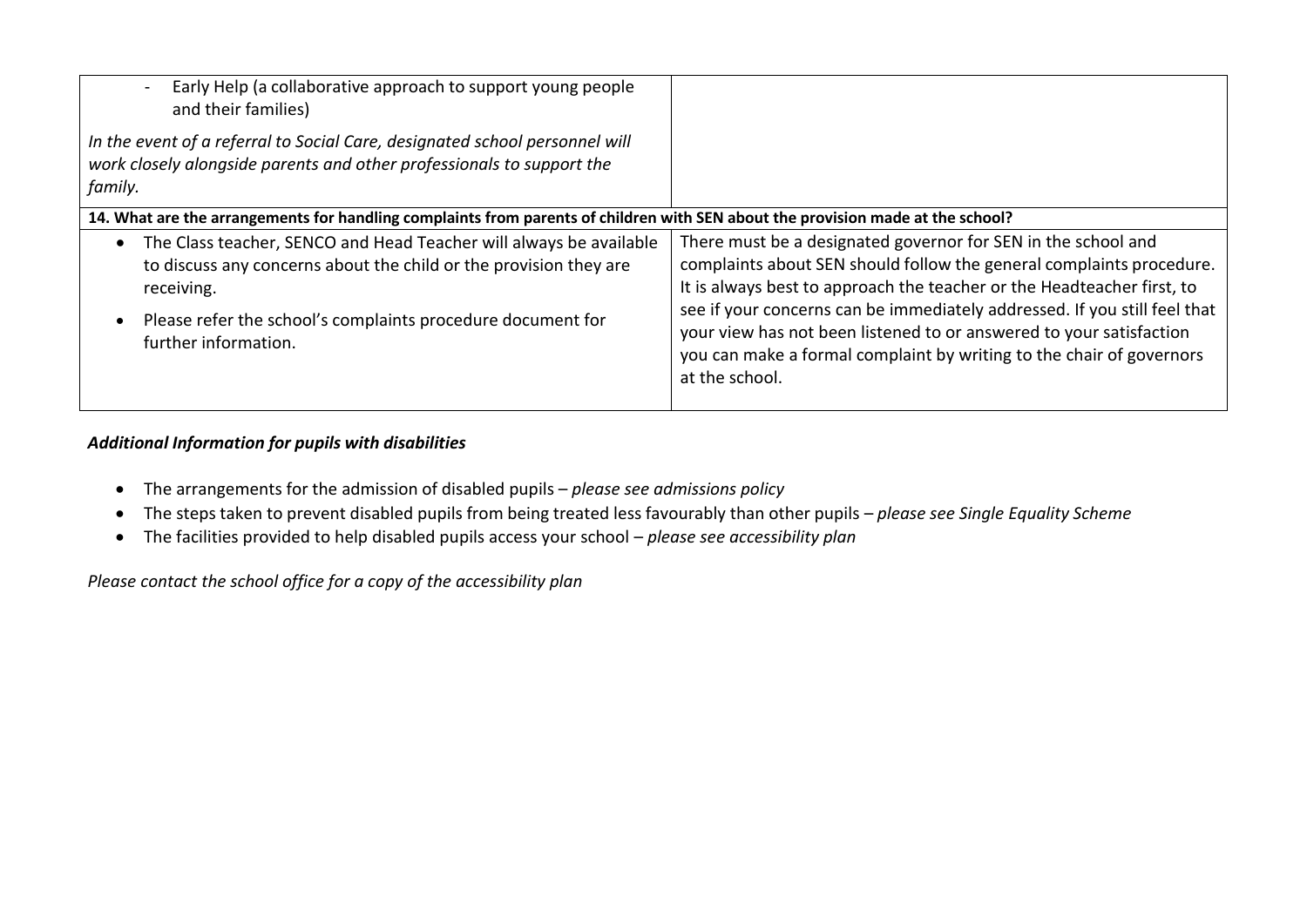| | |
|---|---|
| - Early Help (a collaborative approach to support young people and their families)<br><br>*In the event of a referral to Social Care, designated school personnel will work closely alongside parents and other professionals to support the family.* | |
| **14. What are the arrangements for handling complaints from parents of children with SEN about the provision made at the school?** | |
| • The Class teacher, SENCO and Head Teacher will always be available to discuss any concerns about the child or the provision they are receiving.<br><br>• Please refer the school's complaints procedure document for further information. | There must be a designated governor for SEN in the school and complaints about SEN should follow the general complaints procedure. It is always best to approach the teacher or the Headteacher first, to see if your concerns can be immediately addressed. If you still feel that your view has not been listened to or answered to your satisfaction you can make a formal complaint by writing to the chair of governors at the school. |

***Additional Information for pupils with disabilities***

- The arrangements for the admission of disabled pupils – *please see admissions policy*
- The steps taken to prevent disabled pupils from being treated less favourably than other pupils – *please see Single Equality Scheme*
- The facilities provided to help disabled pupils access your school – *please see accessibility plan*

*Please contact the school office for a copy of the accessibility plan*